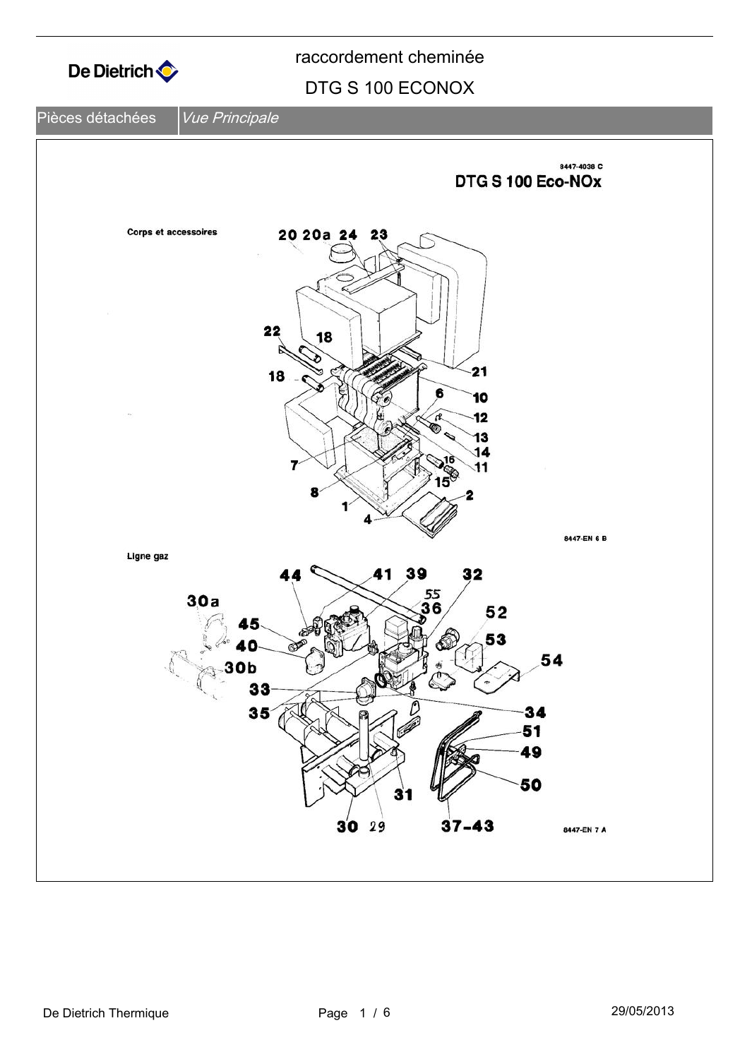# raccordement cheminée

## DTG S 100 ECONOX

Pièces détachées | *Vue Principale*

8447-4038 C

**DTG S 100 Eco-NOx**

Corps et accessoires

20 20a 24 23 22 18 18 21 10 6 12 13 14 11 16 15 7 8 1 2 4

8447-EN 6 B

Ligne gaz

44 41 39 32 55 36 30a 52 45 53 40 54 30b 33 34 35 51 49 50 31 30 29 37-43

8447-EN 7 A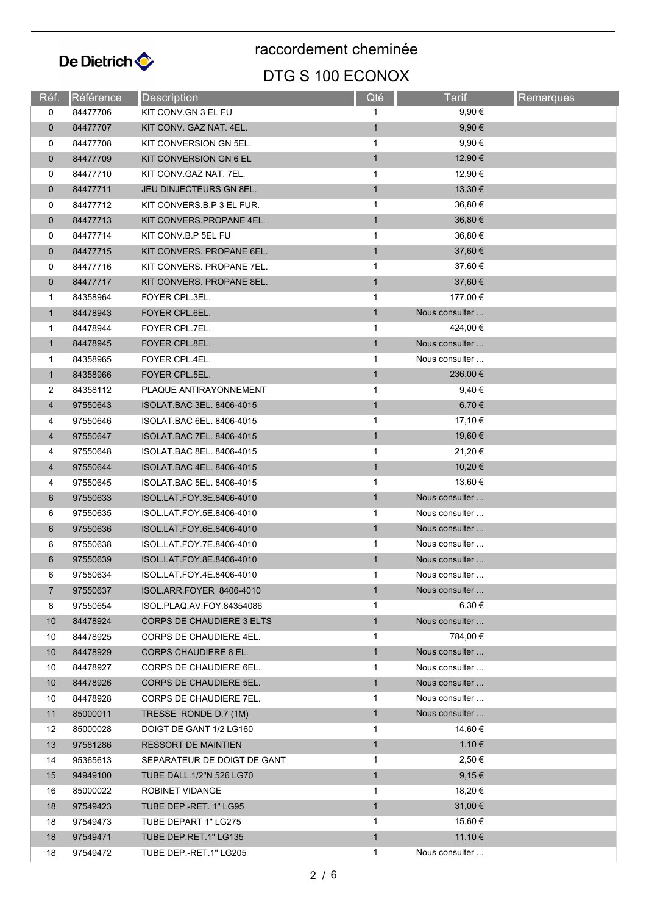# raccordement cheminée

## DTG S 100 ECONOX

| Réf. | Référence | Description | Qté | Tarif | Remarques |
|---|---|---|---|---|---|
| 0 | 84477706 | KIT CONV.GN 3 EL FU | 1 | 9,90 € | |
| 0 | 84477707 | KIT CONV. GAZ NAT. 4EL. | 1 | 9,90 € | |
| 0 | 84477708 | KIT CONVERSION GN 5EL. | 1 | 9,90 € | |
| 0 | 84477709 | KIT CONVERSION GN 6 EL | 1 | 12,90 € | |
| 0 | 84477710 | KIT CONV.GAZ NAT. 7EL. | 1 | 12,90 € | |
| 0 | 84477711 | JEU DINJECTEURS GN 8EL. | 1 | 13,30 € | |
| 0 | 84477712 | KIT CONVERS.B.P 3 EL FUR. | 1 | 36,80 € | |
| 0 | 84477713 | KIT CONVERS.PROPANE 4EL. | 1 | 36,80 € | |
| 0 | 84477714 | KIT CONV.B.P 5EL FU | 1 | 36,80 € | |
| 0 | 84477715 | KIT CONVERS. PROPANE 6EL. | 1 | 37,60 € | |
| 0 | 84477716 | KIT CONVERS. PROPANE 7EL. | 1 | 37,60 € | |
| 0 | 84477717 | KIT CONVERS. PROPANE 8EL. | 1 | 37,60 € | |
| 1 | 84358964 | FOYER CPL.3EL. | 1 | 177,00 € | |
| 1 | 84478943 | FOYER CPL.6EL. | 1 | Nous consulter ... | |
| 1 | 84478944 | FOYER CPL.7EL. | 1 | 424,00 € | |
| 1 | 84478945 | FOYER CPL.8EL. | 1 | Nous consulter ... | |
| 1 | 84358965 | FOYER CPL.4EL. | 1 | Nous consulter ... | |
| 1 | 84358966 | FOYER CPL.5EL. | 1 | 236,00 € | |
| 2 | 84358112 | PLAQUE ANTIRAYONNEMENT | 1 | 9,40 € | |
| 4 | 97550643 | ISOLAT.BAC 3EL. 8406-4015 | 1 | 6,70 € | |
| 4 | 97550646 | ISOLAT.BAC 6EL. 8406-4015 | 1 | 17,10 € | |
| 4 | 97550647 | ISOLAT.BAC 7EL. 8406-4015 | 1 | 19,60 € | |
| 4 | 97550648 | ISOLAT.BAC 8EL. 8406-4015 | 1 | 21,20 € | |
| 4 | 97550644 | ISOLAT.BAC 4EL. 8406-4015 | 1 | 10,20 € | |
| 4 | 97550645 | ISOLAT.BAC 5EL. 8406-4015 | 1 | 13,60 € | |
| 6 | 97550633 | ISOL.LAT.FOY.3E.8406-4010 | 1 | Nous consulter ... | |
| 6 | 97550635 | ISOL.LAT.FOY.5E.8406-4010 | 1 | Nous consulter ... | |
| 6 | 97550636 | ISOL.LAT.FOY.6E.8406-4010 | 1 | Nous consulter ... | |
| 6 | 97550638 | ISOL.LAT.FOY.7E.8406-4010 | 1 | Nous consulter ... | |
| 6 | 97550639 | ISOL.LAT.FOY.8E.8406-4010 | 1 | Nous consulter ... | |
| 6 | 97550634 | ISOL.LAT.FOY.4E.8406-4010 | 1 | Nous consulter ... | |
| 7 | 97550637 | ISOL.ARR.FOYER 8406-4010 | 1 | Nous consulter ... | |
| 8 | 97550654 | ISOL.PLAQ.AV.FOY.84354086 | 1 | 6,30 € | |
| 10 | 84478924 | CORPS DE CHAUDIERE 3 ELTS | 1 | Nous consulter ... | |
| 10 | 84478925 | CORPS DE CHAUDIERE 4EL. | 1 | 784,00 € | |
| 10 | 84478929 | CORPS CHAUDIERE 8 EL. | 1 | Nous consulter ... | |
| 10 | 84478927 | CORPS DE CHAUDIERE 6EL. | 1 | Nous consulter ... | |
| 10 | 84478926 | CORPS DE CHAUDIERE 5EL. | 1 | Nous consulter ... | |
| 10 | 84478928 | CORPS DE CHAUDIERE 7EL. | 1 | Nous consulter ... | |
| 11 | 85000011 | TRESSE RONDE D.7 (1M) | 1 | Nous consulter ... | |
| 12 | 85000028 | DOIGT DE GANT 1/2 LG160 | 1 | 14,60 € | |
| 13 | 97581286 | RESSORT DE MAINTIEN | 1 | 1,10 € | |
| 14 | 95365613 | SEPARATEUR DE DOIGT DE GANT | 1 | 2,50 € | |
| 15 | 94949100 | TUBE DALL.1/2"N 526 LG70 | 1 | 9,15 € | |
| 16 | 85000022 | ROBINET VIDANGE | 1 | 18,20 € | |
| 18 | 97549423 | TUBE DEP.-RET. 1" LG95 | 1 | 31,00 € | |
| 18 | 97549473 | TUBE DEPART 1" LG275 | 1 | 15,60 € | |
| 18 | 97549471 | TUBE DEP.RET.1" LG135 | 1 | 11,10 € | |
| 18 | 97549472 | TUBE DEP.-RET.1" LG205 | 1 | Nous consulter ... | |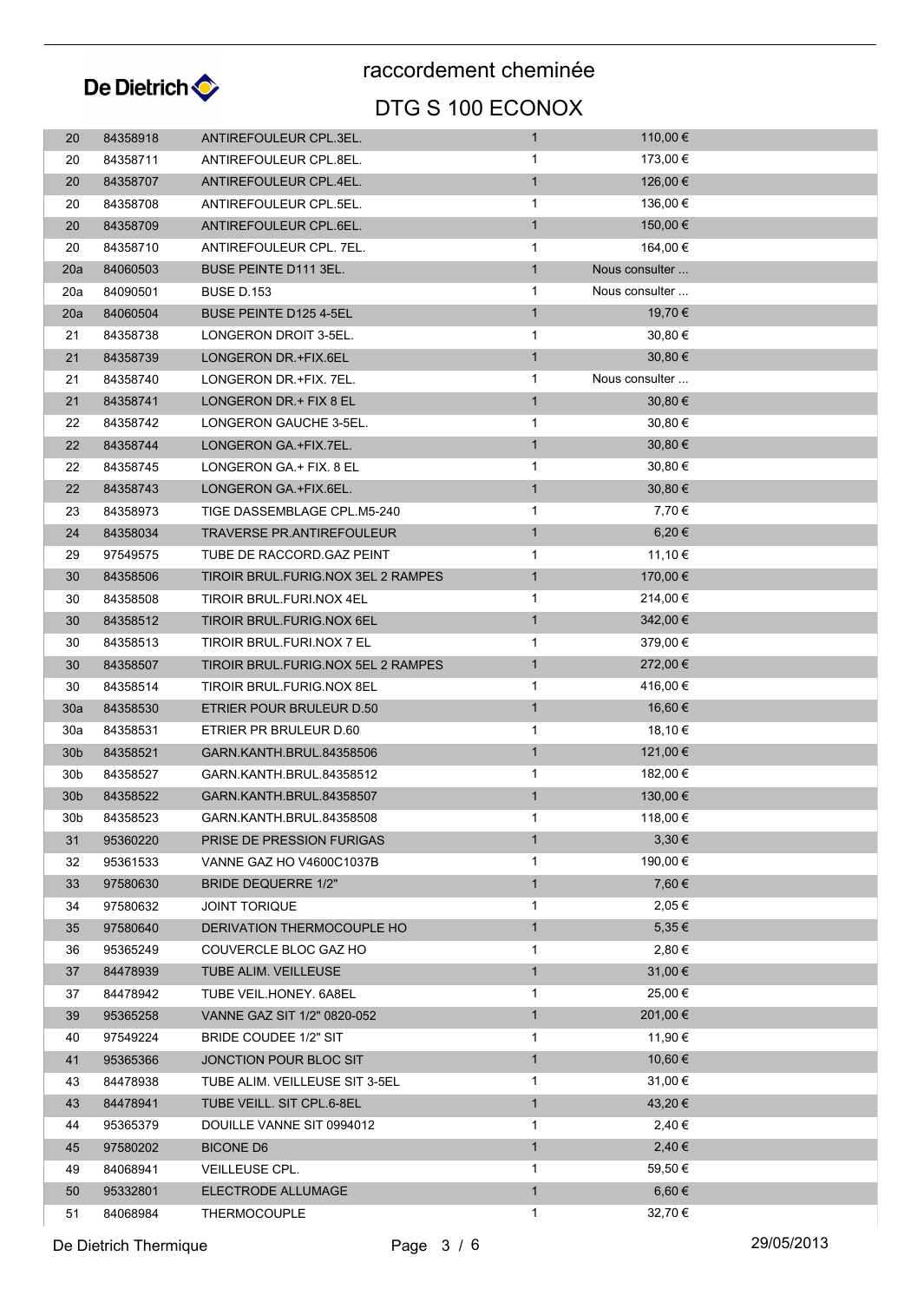# raccordement cheminée

## DTG S 100 ECONOX

| | | | | |
|---|---|---|---|---|
| 20 | 84358918 | ANTIREFOULEUR CPL.3EL. | 1 | 110,00 € |
| 20 | 84358711 | ANTIREFOULEUR CPL.8EL. | 1 | 173,00 € |
| 20 | 84358707 | ANTIREFOULEUR CPL.4EL. | 1 | 126,00 € |
| 20 | 84358708 | ANTIREFOULEUR CPL.5EL. | 1 | 136,00 € |
| 20 | 84358709 | ANTIREFOULEUR CPL.6EL. | 1 | 150,00 € |
| 20 | 84358710 | ANTIREFOULEUR CPL. 7EL. | 1 | 164,00 € |
| 20a | 84060503 | BUSE PEINTE D111 3EL. | 1 | Nous consulter ... |
| 20a | 84090501 | BUSE D.153 | 1 | Nous consulter ... |
| 20a | 84060504 | BUSE PEINTE D125 4-5EL | 1 | 19,70 € |
| 21 | 84358738 | LONGERON DROIT 3-5EL. | 1 | 30,80 € |
| 21 | 84358739 | LONGERON DR.+FIX.6EL | 1 | 30,80 € |
| 21 | 84358740 | LONGERON DR.+FIX. 7EL. | 1 | Nous consulter ... |
| 21 | 84358741 | LONGERON DR.+ FIX 8 EL | 1 | 30,80 € |
| 22 | 84358742 | LONGERON GAUCHE 3-5EL. | 1 | 30,80 € |
| 22 | 84358744 | LONGERON GA.+FIX.7EL. | 1 | 30,80 € |
| 22 | 84358745 | LONGERON GA.+ FIX. 8 EL | 1 | 30,80 € |
| 22 | 84358743 | LONGERON GA.+FIX.6EL. | 1 | 30,80 € |
| 23 | 84358973 | TIGE DASSEMBLAGE CPL.M5-240 | 1 | 7,70 € |
| 24 | 84358034 | TRAVERSE PR.ANTIREFOULEUR | 1 | 6,20 € |
| 29 | 97549575 | TUBE DE RACCORD.GAZ PEINT | 1 | 11,10 € |
| 30 | 84358506 | TIROIR BRUL.FURIG.NOX 3EL 2 RAMPES | 1 | 170,00 € |
| 30 | 84358508 | TIROIR BRUL.FURI.NOX 4EL | 1 | 214,00 € |
| 30 | 84358512 | TIROIR BRUL.FURIG.NOX 6EL | 1 | 342,00 € |
| 30 | 84358513 | TIROIR BRUL.FURI.NOX 7 EL | 1 | 379,00 € |
| 30 | 84358507 | TIROIR BRUL.FURIG.NOX 5EL 2 RAMPES | 1 | 272,00 € |
| 30 | 84358514 | TIROIR BRUL.FURIG.NOX 8EL | 1 | 416,00 € |
| 30a | 84358530 | ETRIER POUR BRULEUR D.50 | 1 | 16,60 € |
| 30a | 84358531 | ETRIER PR BRULEUR D.60 | 1 | 18,10 € |
| 30b | 84358521 | GARN.KANTH.BRUL.84358506 | 1 | 121,00 € |
| 30b | 84358527 | GARN.KANTH.BRUL.84358512 | 1 | 182,00 € |
| 30b | 84358522 | GARN.KANTH.BRUL.84358507 | 1 | 130,00 € |
| 30b | 84358523 | GARN.KANTH.BRUL.84358508 | 1 | 118,00 € |
| 31 | 95360220 | PRISE DE PRESSION FURIGAS | 1 | 3,30 € |
| 32 | 95361533 | VANNE GAZ HO V4600C1037B | 1 | 190,00 € |
| 33 | 97580630 | BRIDE DEQUERRE 1/2" | 1 | 7,60 € |
| 34 | 97580632 | JOINT TORIQUE | 1 | 2,05 € |
| 35 | 97580640 | DERIVATION THERMOCOUPLE HO | 1 | 5,35 € |
| 36 | 95365249 | COUVERCLE BLOC GAZ HO | 1 | 2,80 € |
| 37 | 84478939 | TUBE ALIM. VEILLEUSE | 1 | 31,00 € |
| 37 | 84478942 | TUBE VEIL.HONEY. 6A8EL | 1 | 25,00 € |
| 39 | 95365258 | VANNE GAZ SIT 1/2" 0820-052 | 1 | 201,00 € |
| 40 | 97549224 | BRIDE COUDEE 1/2" SIT | 1 | 11,90 € |
| 41 | 95365366 | JONCTION POUR BLOC SIT | 1 | 10,60 € |
| 43 | 84478938 | TUBE ALIM. VEILLEUSE SIT 3-5EL | 1 | 31,00 € |
| 43 | 84478941 | TUBE VEILL. SIT CPL.6-8EL | 1 | 43,20 € |
| 44 | 95365379 | DOUILLE VANNE SIT 0994012 | 1 | 2,40 € |
| 45 | 97580202 | BICONE D6 | 1 | 2,40 € |
| 49 | 84068941 | VEILLEUSE CPL. | 1 | 59,50 € |
| 50 | 95332801 | ELECTRODE ALLUMAGE | 1 | 6,60 € |
| 51 | 84068984 | THERMOCOUPLE | 1 | 32,70 € |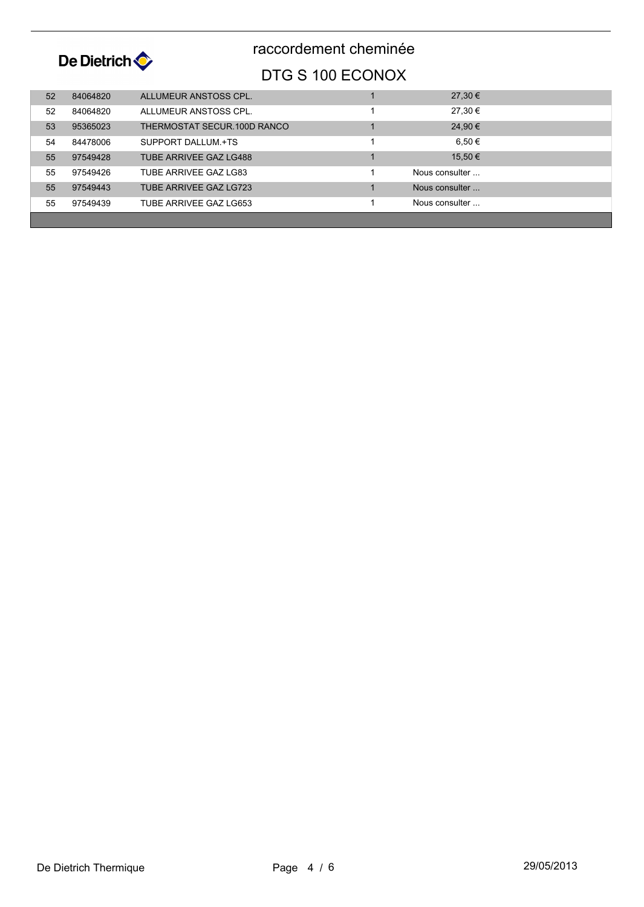# raccordement cheminée

## DTG S 100 ECONOX

| | | | | |
|---|---|---|---|---|
| 52 | 84064820 | ALLUMEUR ANSTOSS CPL. | 1 | 27,30 € |
| 52 | 84064820 | ALLUMEUR ANSTOSS CPL. | 1 | 27,30 € |
| 53 | 95365023 | THERMOSTAT SECUR.100D RANCO | 1 | 24,90 € |
| 54 | 84478006 | SUPPORT DALLUM.+TS | 1 | 6,50 € |
| 55 | 97549428 | TUBE ARRIVEE GAZ LG488 | 1 | 15,50 € |
| 55 | 97549426 | TUBE ARRIVEE GAZ LG83 | 1 | Nous consulter ... |
| 55 | 97549443 | TUBE ARRIVEE GAZ LG723 | 1 | Nous consulter ... |
| 55 | 97549439 | TUBE ARRIVEE GAZ LG653 | 1 | Nous consulter ... |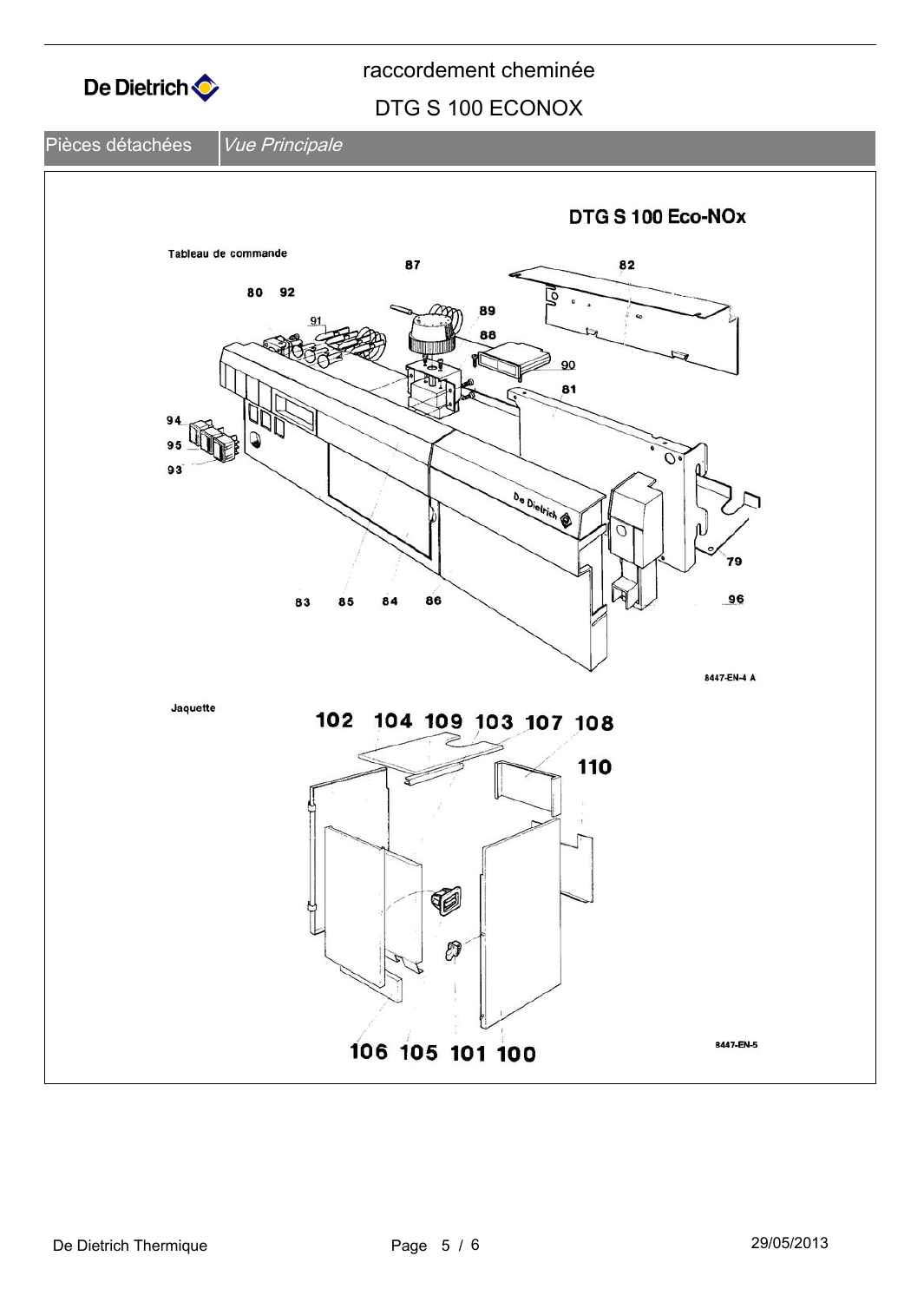# raccordement cheminée

## DTG S 100 ECONOX

Pièces détachées | *Vue Principale*

**DTG S 100 Eco-NOx**

Tableau de commande

87 82

80 92

91 89

88

90

81

94

95

93

79

96

83 85 84 86

8447-EN-4 A

Jaquette

102 104 109 103 107 108

110

106 105 101 100

8447-EN-5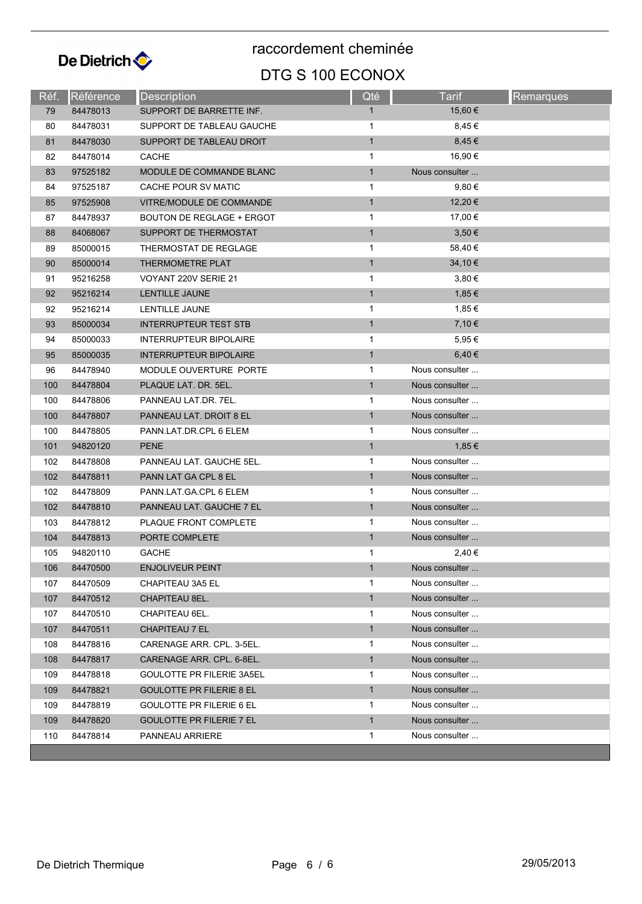# raccordement cheminée

## DTG S 100 ECONOX

| Réf. | Référence | Description | Qté | Tarif | Remarques |
|---|---|---|---|---|---|
| 79 | 84478013 | SUPPORT DE BARRETTE INF. | 1 | 15,60 € | |
| 80 | 84478031 | SUPPORT DE TABLEAU GAUCHE | 1 | 8,45 € | |
| 81 | 84478030 | SUPPORT DE TABLEAU DROIT | 1 | 8,45 € | |
| 82 | 84478014 | CACHE | 1 | 16,90 € | |
| 83 | 97525182 | MODULE DE COMMANDE BLANC | 1 | Nous consulter ... | |
| 84 | 97525187 | CACHE POUR SV MATIC | 1 | 9,80 € | |
| 85 | 97525908 | VITRE/MODULE DE COMMANDE | 1 | 12,20 € | |
| 87 | 84478937 | BOUTON DE REGLAGE + ERGOT | 1 | 17,00 € | |
| 88 | 84068067 | SUPPORT DE THERMOSTAT | 1 | 3,50 € | |
| 89 | 85000015 | THERMOSTAT DE REGLAGE | 1 | 58,40 € | |
| 90 | 85000014 | THERMOMETRE PLAT | 1 | 34,10 € | |
| 91 | 95216258 | VOYANT 220V SERIE 21 | 1 | 3,80 € | |
| 92 | 95216214 | LENTILLE JAUNE | 1 | 1,85 € | |
| 92 | 95216214 | LENTILLE JAUNE | 1 | 1,85 € | |
| 93 | 85000034 | INTERRUPTEUR TEST STB | 1 | 7,10 € | |
| 94 | 85000033 | INTERRUPTEUR BIPOLAIRE | 1 | 5,95 € | |
| 95 | 85000035 | INTERRUPTEUR BIPOLAIRE | 1 | 6,40 € | |
| 96 | 84478940 | MODULE OUVERTURE PORTE | 1 | Nous consulter ... | |
| 100 | 84478804 | PLAQUE LAT. DR. 5EL. | 1 | Nous consulter ... | |
| 100 | 84478806 | PANNEAU LAT.DR. 7EL. | 1 | Nous consulter ... | |
| 100 | 84478807 | PANNEAU LAT. DROIT 8 EL | 1 | Nous consulter ... | |
| 100 | 84478805 | PANN.LAT.DR.CPL 6 ELEM | 1 | Nous consulter ... | |
| 101 | 94820120 | PENE | 1 | 1,85 € | |
| 102 | 84478808 | PANNEAU LAT. GAUCHE 5EL. | 1 | Nous consulter ... | |
| 102 | 84478811 | PANN LAT GA CPL 8 EL | 1 | Nous consulter ... | |
| 102 | 84478809 | PANN.LAT.GA.CPL 6 ELEM | 1 | Nous consulter ... | |
| 102 | 84478810 | PANNEAU LAT. GAUCHE 7 EL | 1 | Nous consulter ... | |
| 103 | 84478812 | PLAQUE FRONT COMPLETE | 1 | Nous consulter ... | |
| 104 | 84478813 | PORTE COMPLETE | 1 | Nous consulter ... | |
| 105 | 94820110 | GACHE | 1 | 2,40 € | |
| 106 | 84470500 | ENJOLIVEUR PEINT | 1 | Nous consulter ... | |
| 107 | 84470509 | CHAPITEAU 3A5 EL | 1 | Nous consulter ... | |
| 107 | 84470512 | CHAPITEAU 8EL. | 1 | Nous consulter ... | |
| 107 | 84470510 | CHAPITEAU 6EL. | 1 | Nous consulter ... | |
| 107 | 84470511 | CHAPITEAU 7 EL | 1 | Nous consulter ... | |
| 108 | 84478816 | CARENAGE ARR. CPL. 3-5EL. | 1 | Nous consulter ... | |
| 108 | 84478817 | CARENAGE ARR. CPL. 6-8EL. | 1 | Nous consulter ... | |
| 109 | 84478818 | GOULOTTE PR FILERIE 3A5EL | 1 | Nous consulter ... | |
| 109 | 84478821 | GOULOTTE PR FILERIE 8 EL | 1 | Nous consulter ... | |
| 109 | 84478819 | GOULOTTE PR FILERIE 6 EL | 1 | Nous consulter ... | |
| 109 | 84478820 | GOULOTTE PR FILERIE 7 EL | 1 | Nous consulter ... | |
| 110 | 84478814 | PANNEAU ARRIERE | 1 | Nous consulter ... | |

De Dietrich Thermique — 29/05/2013